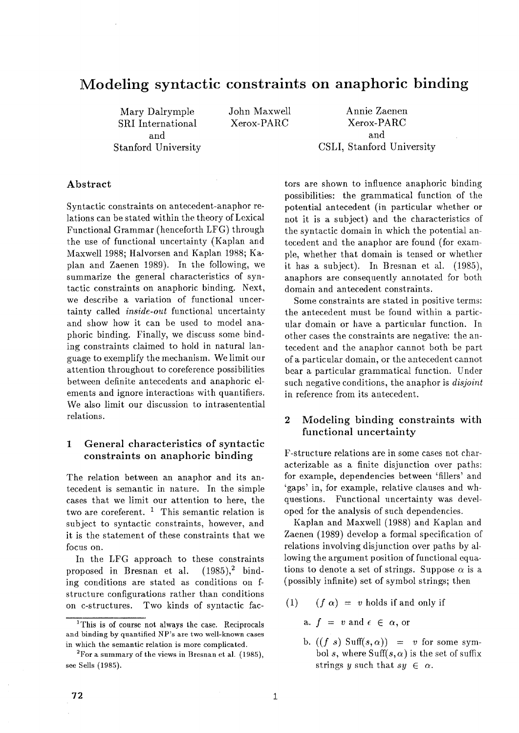# Modeling syntactic constraints on anaphoric binding

Mary Dalrymple
SRI International
and
Stanford University

John Maxwell
Xerox-PARC

Annie Zaenen
Xerox-PARC
and
CSLI, Stanford University

## Abstract

Syntactic constraints on antecedent-anaphor relations can be stated within the theory of Lexical Functional Grammar (henceforth LFG) through the use of functional uncertainty (Kaplan and Maxwell 1988; Halvorsen and Kaplan 1988; Kaplan and Zaenen 1989). In the following, we summarize the general characteristics of syntactic constraints on anaphoric binding. Next, we describe a variation of functional uncertainty called *inside-out* functional uncertainty and show how it can be used to model anaphoric binding. Finally, we discuss some binding constraints claimed to hold in natural language to exemplify the mechanism. We limit our attention throughout to coreference possibilities between definite antecedents and anaphoric elements and ignore interactions with quantifiers. We also limit our discussion to intrasentential relations.

## 1 General characteristics of syntactic constraints on anaphoric binding

The relation between an anaphor and its antecedent is semantic in nature. In the simple cases that we limit our attention to here, the two are coreferent. [1] This semantic relation is subject to syntactic constraints, however, and it is the statement of these constraints that we focus on.

In the LFG approach to these constraints proposed in Bresnan et al. (1985),[2] binding conditions are stated as conditions on f-structure configurations rather than conditions on c-structures. Two kinds of syntactic factors are shown to influence anaphoric binding possibilities: the grammatical function of the potential antecedent (in particular whether or not it is a subject) and the characteristics of the syntactic domain in which the potential antecedent and the anaphor are found (for example, whether that domain is tensed or whether it has a subject). In Bresnan et al. (1985), anaphors are consequently annotated for both domain and antecedent constraints.

Some constraints are stated in positive terms: the antecedent must be found within a particular domain or have a particular function. In other cases the constraints are negative: the antecedent and the anaphor cannot both be part of a particular domain, or the antecedent cannot bear a particular grammatical function. Under such negative conditions, the anaphor is *disjoint* in reference from its antecedent.

## 2 Modeling binding constraints with functional uncertainty

F-structure relations are in some cases not characterizable as a finite disjunction over paths: for example, dependencies between 'fillers' and 'gaps' in, for example, relative clauses and wh-questions. Functional uncertainty was developed for the analysis of such dependencies.

Kaplan and Maxwell (1988) and Kaplan and Zaenen (1989) develop a formal specification of relations involving disjunction over paths by allowing the argument position of functional equations to denote a set of strings. Suppose $\alpha$ is a (possibly infinite) set of symbol strings; then

(1) $(f\ \alpha) = v$ holds if and only if

a. $f = v$ and $\epsilon \in \alpha$, or

b. $((f\ s)\ \text{Suff}(s, \alpha)) = v$ for some symbol $s$, where $\text{Suff}(s, \alpha)$ is the set of suffix strings $y$ such that $sy \in \alpha$.

[1] This is of course not always the case. Reciprocals and binding by quantified NP's are two well-known cases in which the semantic relation is more complicated.

[2] For a summary of the views in Bresnan et al. (1985), see Sells (1985).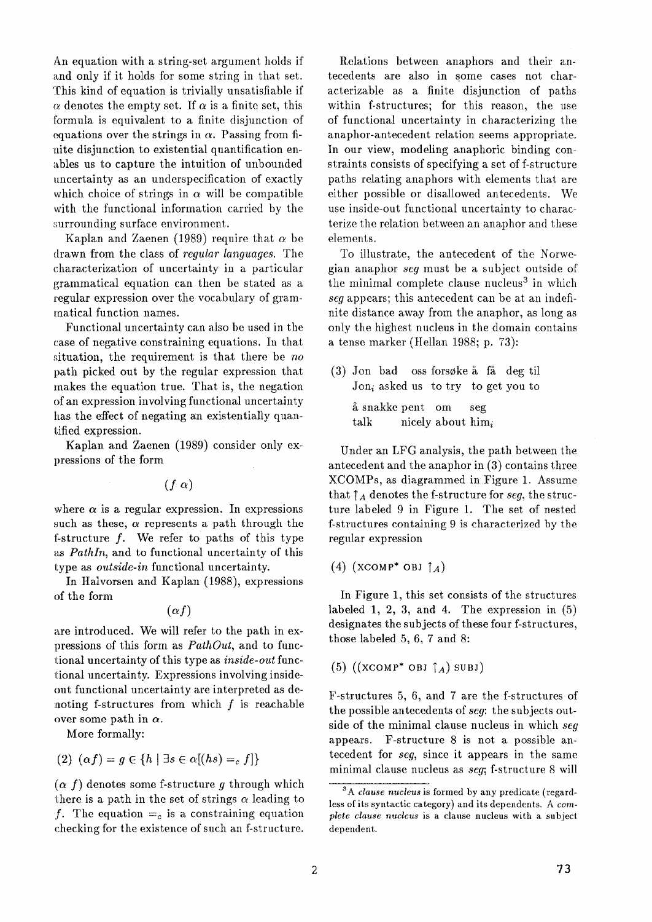An equation with a string-set argument holds if and only if it holds for some string in that set. This kind of equation is trivially unsatisfiable if $\alpha$ denotes the empty set. If $\alpha$ is a finite set, this formula is equivalent to a finite disjunction of equations over the strings in $\alpha$. Passing from finite disjunction to existential quantification enables us to capture the intuition of unbounded uncertainty as an underspecification of exactly which choice of strings in $\alpha$ will be compatible with the functional information carried by the surrounding surface environment.

Kaplan and Zaenen (1989) require that $\alpha$ be drawn from the class of *regular languages*. The characterization of uncertainty in a particular grammatical equation can then be stated as a regular expression over the vocabulary of grammatical function names.

Functional uncertainty can also be used in the case of negative constraining equations. In that situation, the requirement is that there be *no* path picked out by the regular expression that makes the equation true. That is, the negation of an expression involving functional uncertainty has the effect of negating an existentially quantified expression.

Kaplan and Zaenen (1989) consider only expressions of the form

$$(f\ \alpha)$$

where $\alpha$ is a regular expression. In expressions such as these, $\alpha$ represents a path through the f-structure $f$. We refer to paths of this type as *PathIn*, and to functional uncertainty of this type as *outside-in* functional uncertainty.

In Halvorsen and Kaplan (1988), expressions of the form

$$(\alpha f)$$

are introduced. We will refer to the path in expressions of this form as *PathOut*, and to functional uncertainty of this type as *inside-out* functional uncertainty. Expressions involving inside-out functional uncertainty are interpreted as denoting f-structures from which $f$ is reachable over some path in $\alpha$.

More formally:

(2) $(\alpha f) = g \in \{h \mid \exists s \in \alpha[(hs) =_c f]\}$

$(\alpha\ f)$ denotes some f-structure $g$ through which there is a path in the set of strings $\alpha$ leading to $f$. The equation $=_c$ is a constraining equation checking for the existence of such an f-structure.

Relations between anaphors and their antecedents are also in some cases not characterizable as a finite disjunction of paths within f-structures; for this reason, the use of functional uncertainty in characterizing the anaphor-antecedent relation seems appropriate. In our view, modeling anaphoric binding constraints consists of specifying a set of f-structure paths relating anaphors with elements that are either possible or disallowed antecedents. We use inside-out functional uncertainty to characterize the relation between an anaphor and these elements.

To illustrate, the antecedent of the Norwegian anaphor *seg* must be a subject outside of the minimal complete clause nucleus[3] in which *seg* appears; this antecedent can be at an indefinite distance away from the anaphor, as long as only the highest nucleus in the domain contains a tense marker (Hellan 1988; p. 73):

(3) Jon bad oss forsøke å få deg til
    Jon$_i$ asked us to try to get you to
    å snakke pent om seg
    talk nicely about him$_i$

Under an LFG analysis, the path between the antecedent and the anaphor in (3) contains three XCOMPs, as diagrammed in Figure 1. Assume that $\uparrow_A$ denotes the f-structure for *seg*, the structure labeled 9 in Figure 1. The set of nested f-structures containing 9 is characterized by the regular expression

(4) $(\text{XCOMP}^* \text{ OBJ } \uparrow_A)$

In Figure 1, this set consists of the structures labeled 1, 2, 3, and 4. The expression in (5) designates the subjects of these four f-structures, those labeled 5, 6, 7 and 8:

(5) $((\text{XCOMP}^* \text{ OBJ } \uparrow_A) \text{ SUBJ})$

F-structures 5, 6, and 7 are the f-structures of the possible antecedents of *seg*: the subjects outside of the minimal clause nucleus in which *seg* appears. F-structure 8 is not a possible antecedent for *seg*, since it appears in the same minimal clause nucleus as *seg*; f-structure 8 will

[3] A *clause nucleus* is formed by any predicate (regardless of its syntactic category) and its dependents. A *complete clause nucleus* is a clause nucleus with a subject dependent.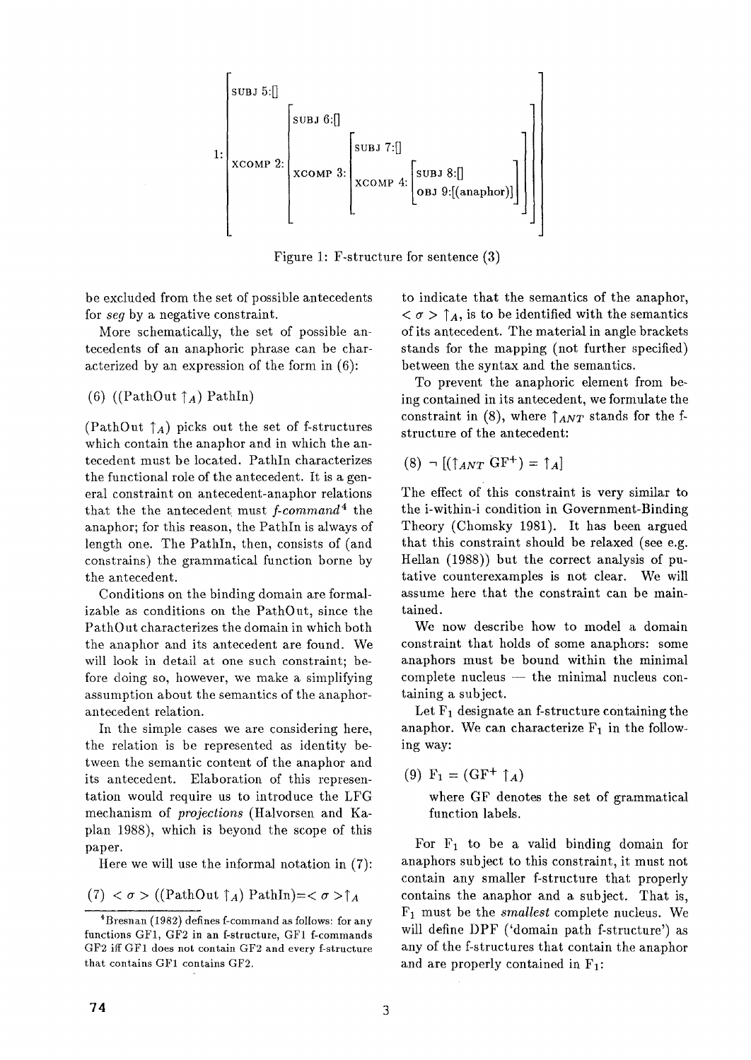$$
1:\left[\begin{array}{l}
\text{SUBJ } 5:[] \\
\text{XCOMP } 2:\left[\begin{array}{l}
\text{SUBJ } 6:[] \\
\text{XCOMP } 3:\left[\begin{array}{l}
\text{SUBJ } 7:[] \\
\text{XCOMP } 4:\left[\begin{array}{l}
\text{SUBJ } 8:[] \\
\text{OBJ } 9:[(\text{anaphor})]
\end{array}\right]
\end{array}\right]
\end{array}\right]
\end{array}\right]
$$

Figure 1: F-structure for sentence (3)

be excluded from the set of possible antecedents for *seg* by a negative constraint.

More schematically, the set of possible antecedents of an anaphoric phrase can be characterized by an expression of the form in (6):

(6) ((PathOut $\uparrow_A$) PathIn)

(PathOut $\uparrow_A$) picks out the set of f-structures which contain the anaphor and in which the antecedent must be located. PathIn characterizes the functional role of the antecedent. It is a general constraint on antecedent-anaphor relations that the the antecedent must *f-command*[4] the anaphor; for this reason, the PathIn is always of length one. The PathIn, then, consists of (and constrains) the grammatical function borne by the antecedent.

Conditions on the binding domain are formalizable as conditions on the PathOut, since the PathOut characterizes the domain in which both the anaphor and its antecedent are found. We will look in detail at one such constraint; before doing so, however, we make a simplifying assumption about the semantics of the anaphor-antecedent relation.

In the simple cases we are considering here, the relation is be represented as identity between the semantic content of the anaphor and its antecedent. Elaboration of this representation would require us to introduce the LFG mechanism of *projections* (Halvorsen and Kaplan 1988), which is beyond the scope of this paper.

Here we will use the informal notation in (7):

(7) $< \sigma >$ ((PathOut $\uparrow_A$) PathIn)$=< \sigma >\uparrow_A$

to indicate that the semantics of the anaphor, $< \sigma > \uparrow_A$, is to be identified with the semantics of its antecedent. The material in angle brackets stands for the mapping (not further specified) between the syntax and the semantics.

To prevent the anaphoric element from being contained in its antecedent, we formulate the constraint in (8), where $\uparrow_{ANT}$ stands for the f-structure of the antecedent:

(8) $\neg\ [(\uparrow_{ANT}\ \mathrm{GF}^{+}) = \uparrow_A]$

The effect of this constraint is very similar to the i-within-i condition in Government-Binding Theory (Chomsky 1981). It has been argued that this constraint should be relaxed (see e.g. Hellan (1988)) but the correct analysis of putative counterexamples is not clear. We will assume here that the constraint can be maintained.

We now describe how to model a domain constraint that holds of some anaphors: some anaphors must be bound within the minimal complete nucleus — the minimal nucleus containing a subject.

Let $\mathrm{F}_1$ designate an f-structure containing the anaphor. We can characterize $\mathrm{F}_1$ in the following way:

(9) $\mathrm{F}_1 = (\mathrm{GF}^{+}\ \uparrow_A)$

where GF denotes the set of grammatical function labels.

For $\mathrm{F}_1$ to be a valid binding domain for anaphors subject to this constraint, it must not contain any smaller f-structure that properly contains the anaphor and a subject. That is, $\mathrm{F}_1$ must be the *smallest* complete nucleus. We will define DPF ('domain path f-structure') as any of the f-structures that contain the anaphor and are properly contained in $\mathrm{F}_1$:

[4] Bresnan (1982) defines f-command as follows: for any functions GF1, GF2 in an f-structure, GF1 f-commands GF2 iff GF1 does not contain GF2 and every f-structure that contains GF1 contains GF2.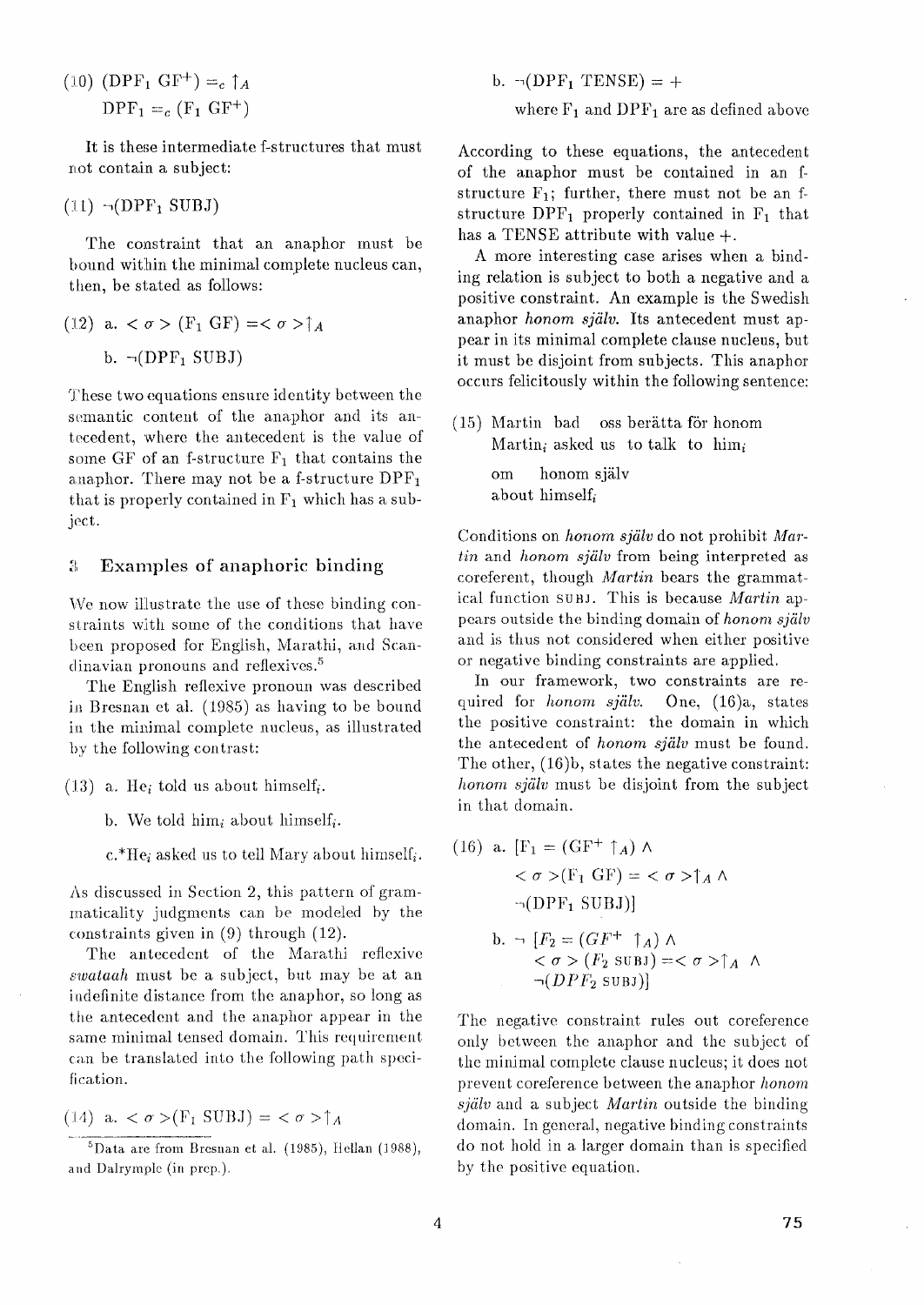(10) $(\text{DPF}_1\ \text{GF}^+) =_c \uparrow_A$

$\text{DPF}_1 =_c (\text{F}_1\ \text{GF}^+)$

It is these intermediate f-structures that must not contain a subject:

(11) $\neg(\text{DPF}_1\ \text{SUBJ})$

The constraint that an anaphor must be bound within the minimal complete nucleus can, then, be stated as follows:

(12) a. $< \sigma > (\text{F}_1\ \text{GF}) =< \sigma >\uparrow_A$

b. $\neg(\text{DPF}_1\ \text{SUBJ})$

These two equations ensure identity between the semantic content of the anaphor and its antecedent, where the antecedent is the value of some GF of an f-structure $\text{F}_1$ that contains the anaphor. There may not be a f-structure $\text{DPF}_1$ that is properly contained in $\text{F}_1$ which has a subject.

## 3 Examples of anaphoric binding

We now illustrate the use of these binding constraints with some of the conditions that have been proposed for English, Marathi, and Scandinavian pronouns and reflexives.[5]

The English reflexive pronoun was described in Bresnan et al. (1985) as having to be bound in the minimal complete nucleus, as illustrated by the following contrast:

(13) a. $\text{He}_i$ told us about $\text{himself}_i$.

b. We told $\text{him}_i$ about $\text{himself}_i$.

c.*$\text{He}_i$ asked us to tell Mary about $\text{himself}_i$.

As discussed in Section 2, this pattern of grammaticality judgments can be modeled by the constraints given in (9) through (12).

The antecedent of the Marathi reflexive *swataah* must be a subject, but may be at an indefinite distance from the anaphor, so long as the antecedent and the anaphor appear in the same minimal tensed domain. This requirement can be translated into the following path specification.

(14) a. $< \sigma >(\text{F}_1\ \text{SUBJ}) = < \sigma >\uparrow_A$

b. $\neg(\text{DPF}_1\ \text{TENSE}) = +$

where $\text{F}_1$ and $\text{DPF}_1$ are as defined above

According to these equations, the antecedent of the anaphor must be contained in an f-structure $\text{F}_1$; further, there must not be an f-structure $\text{DPF}_1$ properly contained in $\text{F}_1$ that has a TENSE attribute with value +.

A more interesting case arises when a binding relation is subject to both a negative and a positive constraint. An example is the Swedish anaphor *honom själv*. Its antecedent must appear in its minimal complete clause nucleus, but it must be disjoint from subjects. This anaphor occurs felicitously within the following sentence:

(15) Martin bad oss berätta för honom
$\text{Martin}_i$ asked us to talk to $\text{him}_i$
om honom själv
about $\text{himself}_i$

Conditions on *honom själv* do not prohibit *Martin* and *honom själv* from being interpreted as coreferent, though *Martin* bears the grammatical function SUBJ. This is because *Martin* appears outside the binding domain of *honom själv* and is thus not considered when either positive or negative binding constraints are applied.

In our framework, two constraints are required for *honom själv*. One, (16)a, states the positive constraint: the domain in which the antecedent of *honom själv* must be found. The other, (16)b, states the negative constraint: *honom själv* must be disjoint from the subject in that domain.

(16) a. $[\text{F}_1 = (\text{GF}^+ \uparrow_A) \wedge$
$< \sigma >(\text{F}_1\ \text{GF}) = < \sigma >\uparrow_A \wedge$
$\neg(\text{DPF}_1\ \text{SUBJ})]$

b. $\neg\ [F_2 = (GF^+\ \uparrow_A) \wedge$
$< \sigma > (F_2\ \text{SUBJ}) =< \sigma >\uparrow_A\ \wedge$
$\neg(DPF_2\ \text{SUBJ})]$

The negative constraint rules out coreference only between the anaphor and the subject of the minimal complete clause nucleus; it does not prevent coreference between the anaphor *honom själv* and a subject *Martin* outside the binding domain. In general, negative binding constraints do not hold in a larger domain than is specified by the positive equation.

[5] Data are from Bresnan et al. (1985), Hellan (1988), and Dalrymple (in prep.).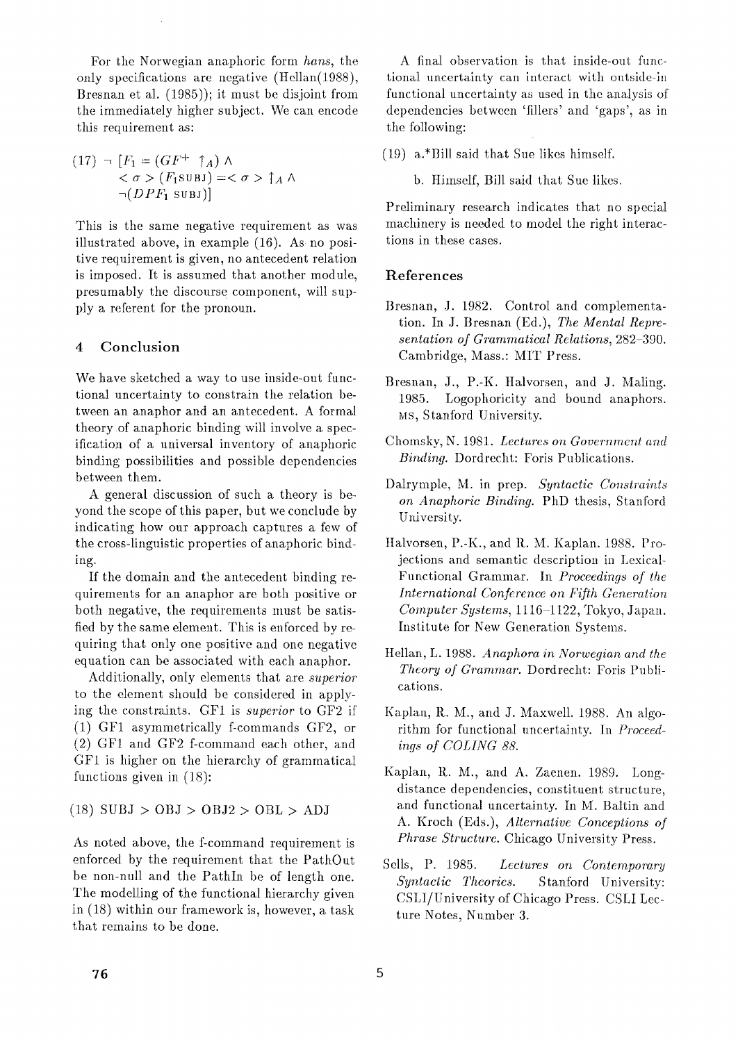For the Norwegian anaphoric form *hans*, the only specifications are negative (Hellan(1988), Bresnan et al. (1985)); it must be disjoint from the immediately higher subject. We can encode this requirement as:

$$(17)\ \neg\ [F_1 = (GF^{+}\ \uparrow_A) \wedge < \sigma > (F_1\text{SUBJ}) = < \sigma > \uparrow_A \wedge \neg(DPF_1\ \text{SUBJ})]$$

This is the same negative requirement as was illustrated above, in example (16). As no positive requirement is given, no antecedent relation is imposed. It is assumed that another module, presumably the discourse component, will supply a referent for the pronoun.

## 4 Conclusion

We have sketched a way to use inside-out functional uncertainty to constrain the relation between an anaphor and an antecedent. A formal theory of anaphoric binding will involve a specification of a universal inventory of anaphoric binding possibilities and possible dependencies between them.

A general discussion of such a theory is beyond the scope of this paper, but we conclude by indicating how our approach captures a few of the cross-linguistic properties of anaphoric binding.

If the domain and the antecedent binding requirements for an anaphor are both positive or both negative, the requirements must be satisfied by the same element. This is enforced by requiring that only one positive and one negative equation can be associated with each anaphor.

Additionally, only elements that are *superior* to the element should be considered in applying the constraints. GF1 is *superior* to GF2 if (1) GF1 asymmetrically f-commands GF2, or (2) GF1 and GF2 f-command each other, and GF1 is higher on the hierarchy of grammatical functions given in (18):

(18) SUBJ > OBJ > OBJ2 > OBL > ADJ

As noted above, the f-command requirement is enforced by the requirement that the PathOut be non-null and the PathIn be of length one. The modelling of the functional hierarchy given in (18) within our framework is, however, a task that remains to be done.

A final observation is that inside-out functional uncertainty can interact with outside-in functional uncertainty as used in the analysis of dependencies between 'fillers' and 'gaps', as in the following:

(19) a.*Bill said that Sue likes himself.

b. Himself, Bill said that Sue likes.

Preliminary research indicates that no special machinery is needed to model the right interactions in these cases.

## References

Bresnan, J. 1982. Control and complementation. In J. Bresnan (Ed.), *The Mental Representation of Grammatical Relations*, 282–390. Cambridge, Mass.: MIT Press.

Bresnan, J., P.-K. Halvorsen, and J. Maling. 1985. Logophoricity and bound anaphors. MS, Stanford University.

Chomsky, N. 1981. *Lectures on Government and Binding*. Dordrecht: Foris Publications.

Dalrymple, M. in prep. *Syntactic Constraints on Anaphoric Binding*. PhD thesis, Stanford University.

Halvorsen, P.-K., and R. M. Kaplan. 1988. Projections and semantic description in Lexical-Functional Grammar. In *Proceedings of the International Conference on Fifth Generation Computer Systems*, 1116–1122, Tokyo, Japan. Institute for New Generation Systems.

Hellan, L. 1988. *Anaphora in Norwegian and the Theory of Grammar*. Dordrecht: Foris Publications.

Kaplan, R. M., and J. Maxwell. 1988. An algorithm for functional uncertainty. In *Proceedings of COLING 88*.

Kaplan, R. M., and A. Zaenen. 1989. Long-distance dependencies, constituent structure, and functional uncertainty. In M. Baltin and A. Kroch (Eds.), *Alternative Conceptions of Phrase Structure*. Chicago University Press.

Sells, P. 1985. *Lectures on Contemporary Syntactic Theories*. Stanford University: CSLI/University of Chicago Press. CSLI Lecture Notes, Number 3.